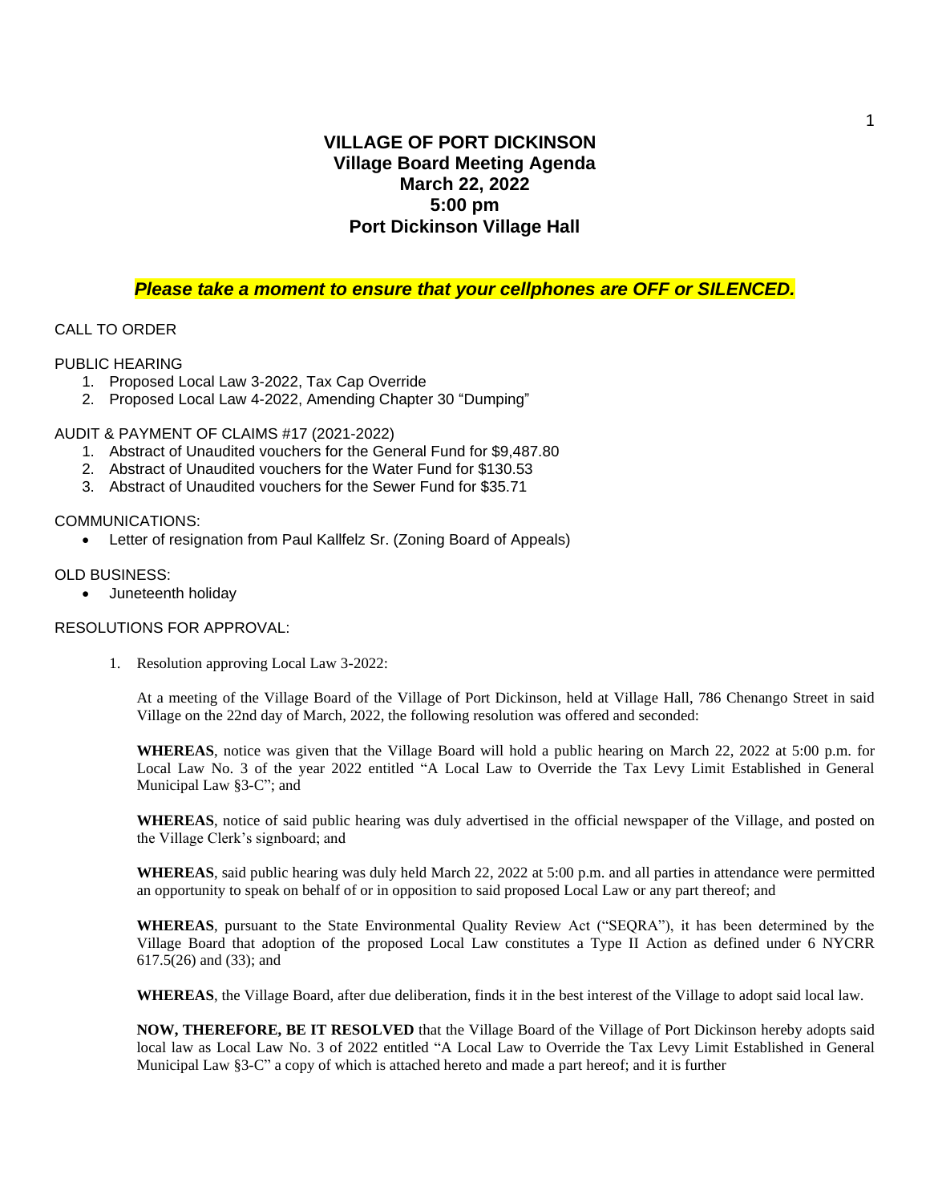# VILLAGE OF PORT DICKINSON
## Village Board Meeting Agenda
## March 22, 2022
## 5:00 pm
## Port Dickinson Village Hall

***Please take a moment to ensure that your cellphones are OFF or SILENCED.***

CALL TO ORDER

PUBLIC HEARING

1. Proposed Local Law 3-2022, Tax Cap Override
2. Proposed Local Law 4-2022, Amending Chapter 30 "Dumping"

AUDIT & PAYMENT OF CLAIMS #17 (2021-2022)

1. Abstract of Unaudited vouchers for the General Fund for $9,487.80
2. Abstract of Unaudited vouchers for the Water Fund for $130.53
3. Abstract of Unaudited vouchers for the Sewer Fund for $35.71

COMMUNICATIONS:

- Letter of resignation from Paul Kallfelz Sr. (Zoning Board of Appeals)

OLD BUSINESS:

- Juneteenth holiday

RESOLUTIONS FOR APPROVAL:

1. Resolution approving Local Law 3-2022:

   At a meeting of the Village Board of the Village of Port Dickinson, held at Village Hall, 786 Chenango Street in said Village on the 22nd day of March, 2022, the following resolution was offered and seconded:

   **WHEREAS**, notice was given that the Village Board will hold a public hearing on March 22, 2022 at 5:00 p.m. for Local Law No. 3 of the year 2022 entitled "A Local Law to Override the Tax Levy Limit Established in General Municipal Law §3-C"; and

   **WHEREAS**, notice of said public hearing was duly advertised in the official newspaper of the Village, and posted on the Village Clerk's signboard; and

   **WHEREAS**, said public hearing was duly held March 22, 2022 at 5:00 p.m. and all parties in attendance were permitted an opportunity to speak on behalf of or in opposition to said proposed Local Law or any part thereof; and

   **WHEREAS**, pursuant to the State Environmental Quality Review Act ("SEQRA"), it has been determined by the Village Board that adoption of the proposed Local Law constitutes a Type II Action as defined under 6 NYCRR 617.5(26) and (33); and

   **WHEREAS**, the Village Board, after due deliberation, finds it in the best interest of the Village to adopt said local law.

   **NOW, THEREFORE, BE IT RESOLVED** that the Village Board of the Village of Port Dickinson hereby adopts said local law as Local Law No. 3 of 2022 entitled "A Local Law to Override the Tax Levy Limit Established in General Municipal Law §3-C" a copy of which is attached hereto and made a part hereof; and it is further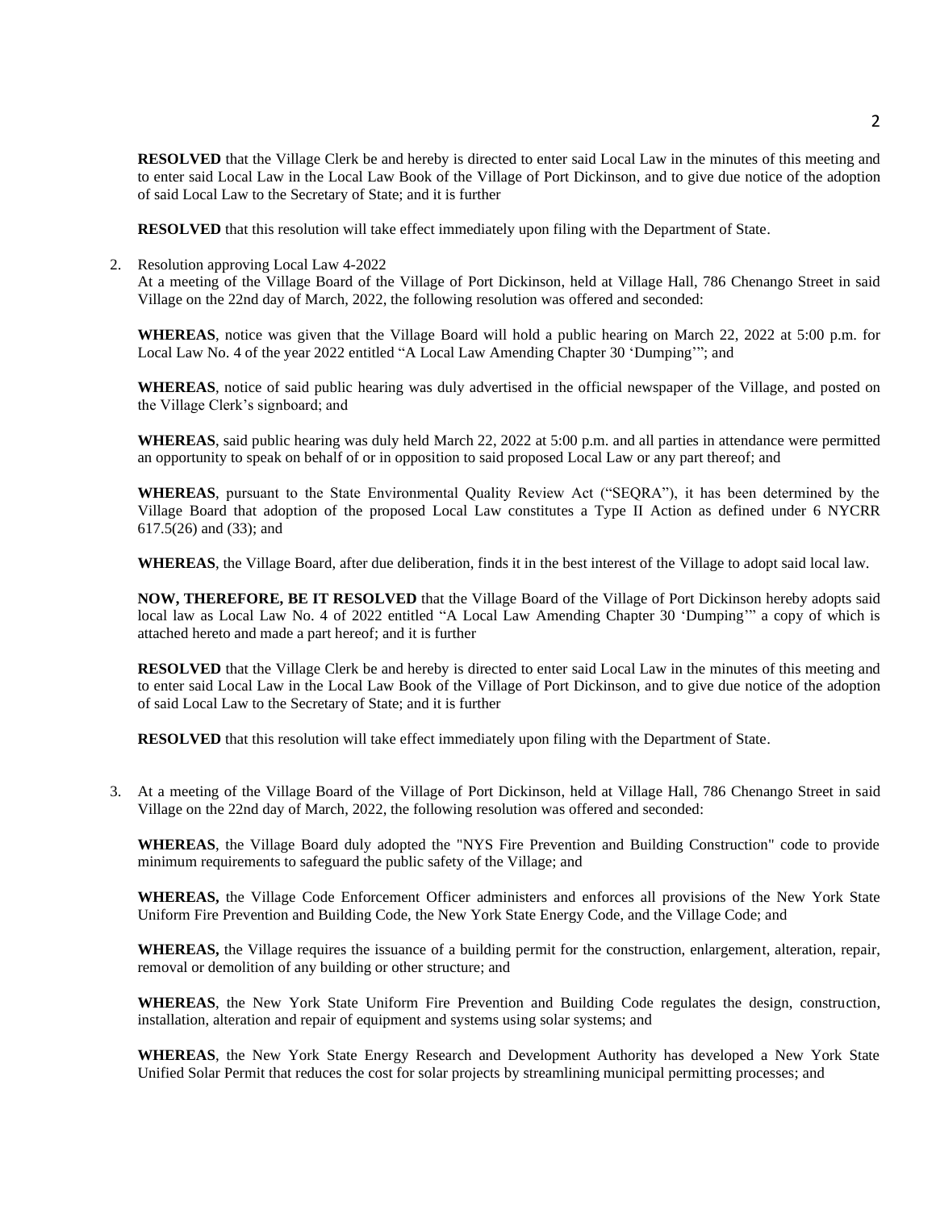**RESOLVED** that the Village Clerk be and hereby is directed to enter said Local Law in the minutes of this meeting and to enter said Local Law in the Local Law Book of the Village of Port Dickinson, and to give due notice of the adoption of said Local Law to the Secretary of State; and it is further

**RESOLVED** that this resolution will take effect immediately upon filing with the Department of State.

2. Resolution approving Local Law 4-2022
   At a meeting of the Village Board of the Village of Port Dickinson, held at Village Hall, 786 Chenango Street in said Village on the 22nd day of March, 2022, the following resolution was offered and seconded:

   **WHEREAS**, notice was given that the Village Board will hold a public hearing on March 22, 2022 at 5:00 p.m. for Local Law No. 4 of the year 2022 entitled "A Local Law Amending Chapter 30 'Dumping'"; and

   **WHEREAS**, notice of said public hearing was duly advertised in the official newspaper of the Village, and posted on the Village Clerk's signboard; and

   **WHEREAS**, said public hearing was duly held March 22, 2022 at 5:00 p.m. and all parties in attendance were permitted an opportunity to speak on behalf of or in opposition to said proposed Local Law or any part thereof; and

   **WHEREAS**, pursuant to the State Environmental Quality Review Act ("SEQRA"), it has been determined by the Village Board that adoption of the proposed Local Law constitutes a Type II Action as defined under 6 NYCRR 617.5(26) and (33); and

   **WHEREAS**, the Village Board, after due deliberation, finds it in the best interest of the Village to adopt said local law.

   **NOW, THEREFORE, BE IT RESOLVED** that the Village Board of the Village of Port Dickinson hereby adopts said local law as Local Law No. 4 of 2022 entitled "A Local Law Amending Chapter 30 'Dumping'" a copy of which is attached hereto and made a part hereof; and it is further

   **RESOLVED** that the Village Clerk be and hereby is directed to enter said Local Law in the minutes of this meeting and to enter said Local Law in the Local Law Book of the Village of Port Dickinson, and to give due notice of the adoption of said Local Law to the Secretary of State; and it is further

   **RESOLVED** that this resolution will take effect immediately upon filing with the Department of State.

3. At a meeting of the Village Board of the Village of Port Dickinson, held at Village Hall, 786 Chenango Street in said Village on the 22nd day of March, 2022, the following resolution was offered and seconded:

   **WHEREAS**, the Village Board duly adopted the "NYS Fire Prevention and Building Construction" code to provide minimum requirements to safeguard the public safety of the Village; and

   **WHEREAS,** the Village Code Enforcement Officer administers and enforces all provisions of the New York State Uniform Fire Prevention and Building Code, the New York State Energy Code, and the Village Code; and

   **WHEREAS,** the Village requires the issuance of a building permit for the construction, enlargement, alteration, repair, removal or demolition of any building or other structure; and

   **WHEREAS**, the New York State Uniform Fire Prevention and Building Code regulates the design, construction, installation, alteration and repair of equipment and systems using solar systems; and

   **WHEREAS**, the New York State Energy Research and Development Authority has developed a New York State Unified Solar Permit that reduces the cost for solar projects by streamlining municipal permitting processes; and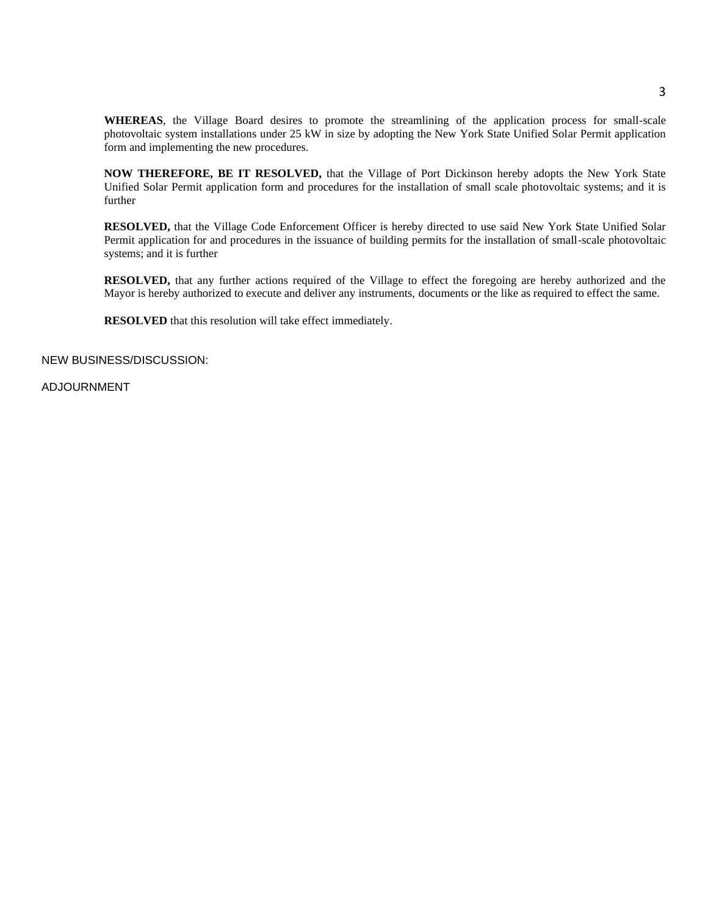**WHEREAS**, the Village Board desires to promote the streamlining of the application process for small-scale photovoltaic system installations under 25 kW in size by adopting the New York State Unified Solar Permit application form and implementing the new procedures.

**NOW THEREFORE, BE IT RESOLVED,** that the Village of Port Dickinson hereby adopts the New York State Unified Solar Permit application form and procedures for the installation of small scale photovoltaic systems; and it is further

**RESOLVED,** that the Village Code Enforcement Officer is hereby directed to use said New York State Unified Solar Permit application for and procedures in the issuance of building permits for the installation of small-scale photovoltaic systems; and it is further

**RESOLVED,** that any further actions required of the Village to effect the foregoing are hereby authorized and the Mayor is hereby authorized to execute and deliver any instruments, documents or the like as required to effect the same.

**RESOLVED** that this resolution will take effect immediately.

NEW BUSINESS/DISCUSSION:

ADJOURNMENT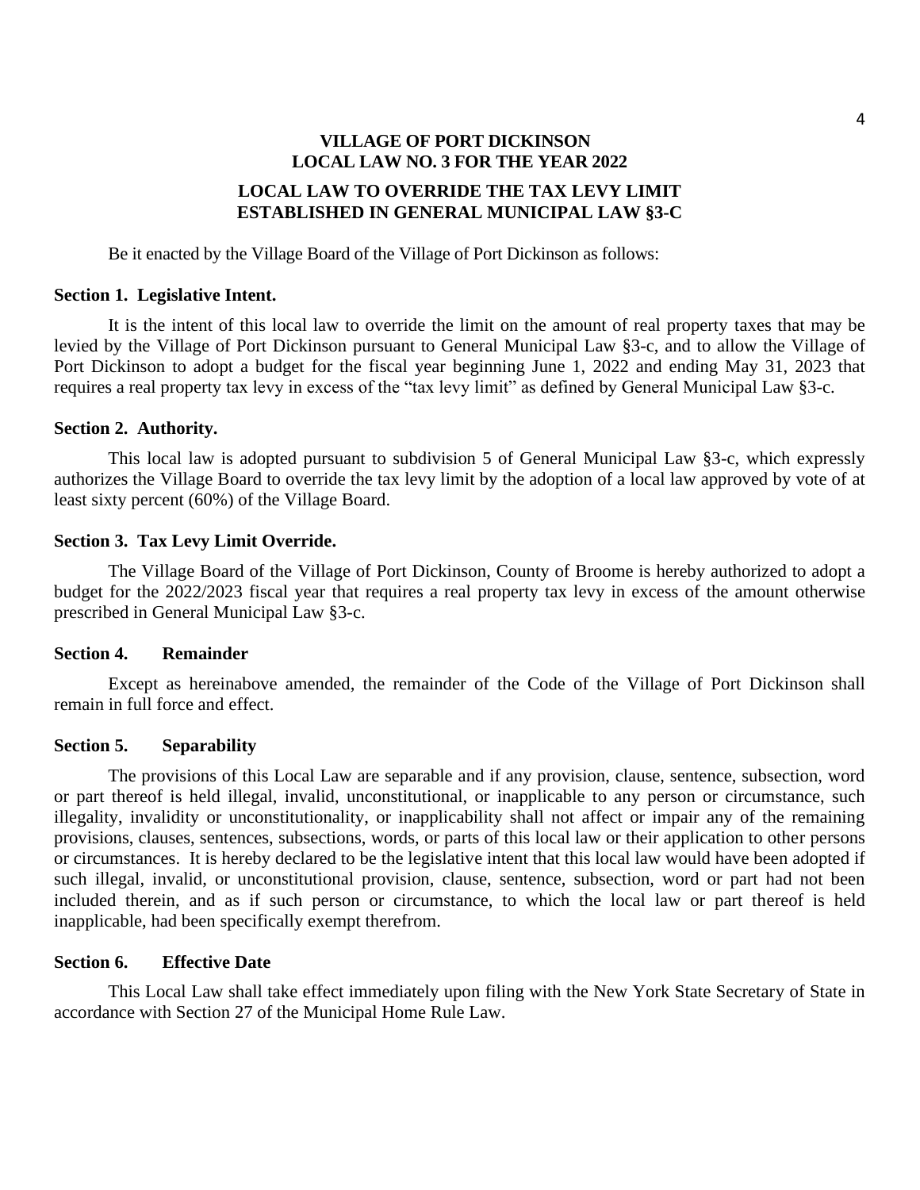# VILLAGE OF PORT DICKINSON
# LOCAL LAW NO. 3 FOR THE YEAR 2022

## LOCAL LAW TO OVERRIDE THE TAX LEVY LIMIT ESTABLISHED IN GENERAL MUNICIPAL LAW §3-C

Be it enacted by the Village Board of the Village of Port Dickinson as follows:

**Section 1. Legislative Intent.**

It is the intent of this local law to override the limit on the amount of real property taxes that may be levied by the Village of Port Dickinson pursuant to General Municipal Law §3-c, and to allow the Village of Port Dickinson to adopt a budget for the fiscal year beginning June 1, 2022 and ending May 31, 2023 that requires a real property tax levy in excess of the "tax levy limit" as defined by General Municipal Law §3-c.

**Section 2. Authority.**

This local law is adopted pursuant to subdivision 5 of General Municipal Law §3-c, which expressly authorizes the Village Board to override the tax levy limit by the adoption of a local law approved by vote of at least sixty percent (60%) of the Village Board.

**Section 3. Tax Levy Limit Override.**

The Village Board of the Village of Port Dickinson, County of Broome is hereby authorized to adopt a budget for the 2022/2023 fiscal year that requires a real property tax levy in excess of the amount otherwise prescribed in General Municipal Law §3-c.

**Section 4. Remainder**

Except as hereinabove amended, the remainder of the Code of the Village of Port Dickinson shall remain in full force and effect.

**Section 5. Separability**

The provisions of this Local Law are separable and if any provision, clause, sentence, subsection, word or part thereof is held illegal, invalid, unconstitutional, or inapplicable to any person or circumstance, such illegality, invalidity or unconstitutionality, or inapplicability shall not affect or impair any of the remaining provisions, clauses, sentences, subsections, words, or parts of this local law or their application to other persons or circumstances. It is hereby declared to be the legislative intent that this local law would have been adopted if such illegal, invalid, or unconstitutional provision, clause, sentence, subsection, word or part had not been included therein, and as if such person or circumstance, to which the local law or part thereof is held inapplicable, had been specifically exempt therefrom.

**Section 6. Effective Date**

This Local Law shall take effect immediately upon filing with the New York State Secretary of State in accordance with Section 27 of the Municipal Home Rule Law.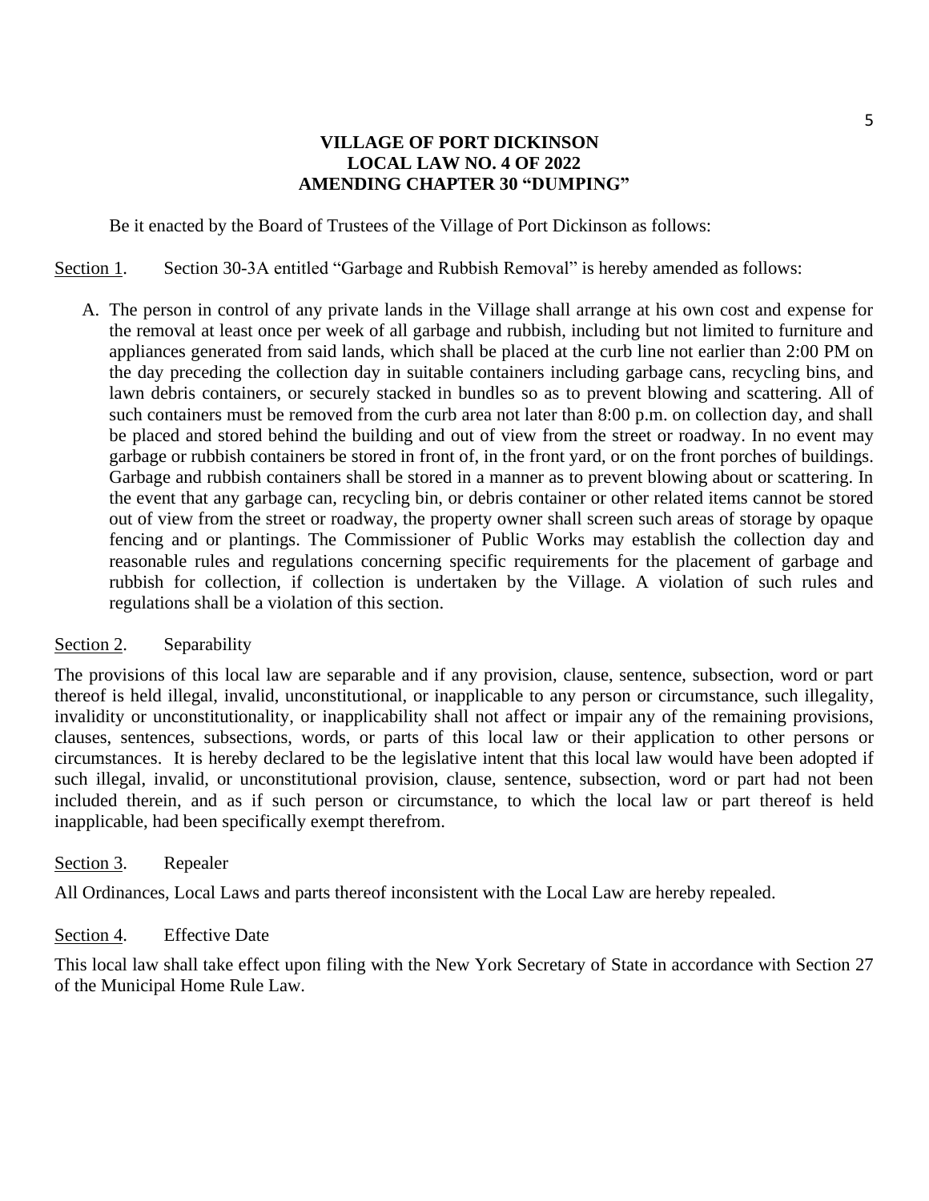# VILLAGE OF PORT DICKINSON
# LOCAL LAW NO. 4 OF 2022
# AMENDING CHAPTER 30 "DUMPING"

Be it enacted by the Board of Trustees of the Village of Port Dickinson as follows:

<u>Section 1</u>. Section 30-3A entitled "Garbage and Rubbish Removal" is hereby amended as follows:

A. The person in control of any private lands in the Village shall arrange at his own cost and expense for the removal at least once per week of all garbage and rubbish, including but not limited to furniture and appliances generated from said lands, which shall be placed at the curb line not earlier than 2:00 PM on the day preceding the collection day in suitable containers including garbage cans, recycling bins, and lawn debris containers, or securely stacked in bundles so as to prevent blowing and scattering. All of such containers must be removed from the curb area not later than 8:00 p.m. on collection day, and shall be placed and stored behind the building and out of view from the street or roadway. In no event may garbage or rubbish containers be stored in front of, in the front yard, or on the front porches of buildings. Garbage and rubbish containers shall be stored in a manner as to prevent blowing about or scattering. In the event that any garbage can, recycling bin, or debris container or other related items cannot be stored out of view from the street or roadway, the property owner shall screen such areas of storage by opaque fencing and or plantings. The Commissioner of Public Works may establish the collection day and reasonable rules and regulations concerning specific requirements for the placement of garbage and rubbish for collection, if collection is undertaken by the Village. A violation of such rules and regulations shall be a violation of this section.

<u>Section 2</u>. Separability

The provisions of this local law are separable and if any provision, clause, sentence, subsection, word or part thereof is held illegal, invalid, unconstitutional, or inapplicable to any person or circumstance, such illegality, invalidity or unconstitutionality, or inapplicability shall not affect or impair any of the remaining provisions, clauses, sentences, subsections, words, or parts of this local law or their application to other persons or circumstances. It is hereby declared to be the legislative intent that this local law would have been adopted if such illegal, invalid, or unconstitutional provision, clause, sentence, subsection, word or part had not been included therein, and as if such person or circumstance, to which the local law or part thereof is held inapplicable, had been specifically exempt therefrom.

<u>Section 3</u>. Repealer

All Ordinances, Local Laws and parts thereof inconsistent with the Local Law are hereby repealed.

<u>Section 4</u>. Effective Date

This local law shall take effect upon filing with the New York Secretary of State in accordance with Section 27 of the Municipal Home Rule Law.